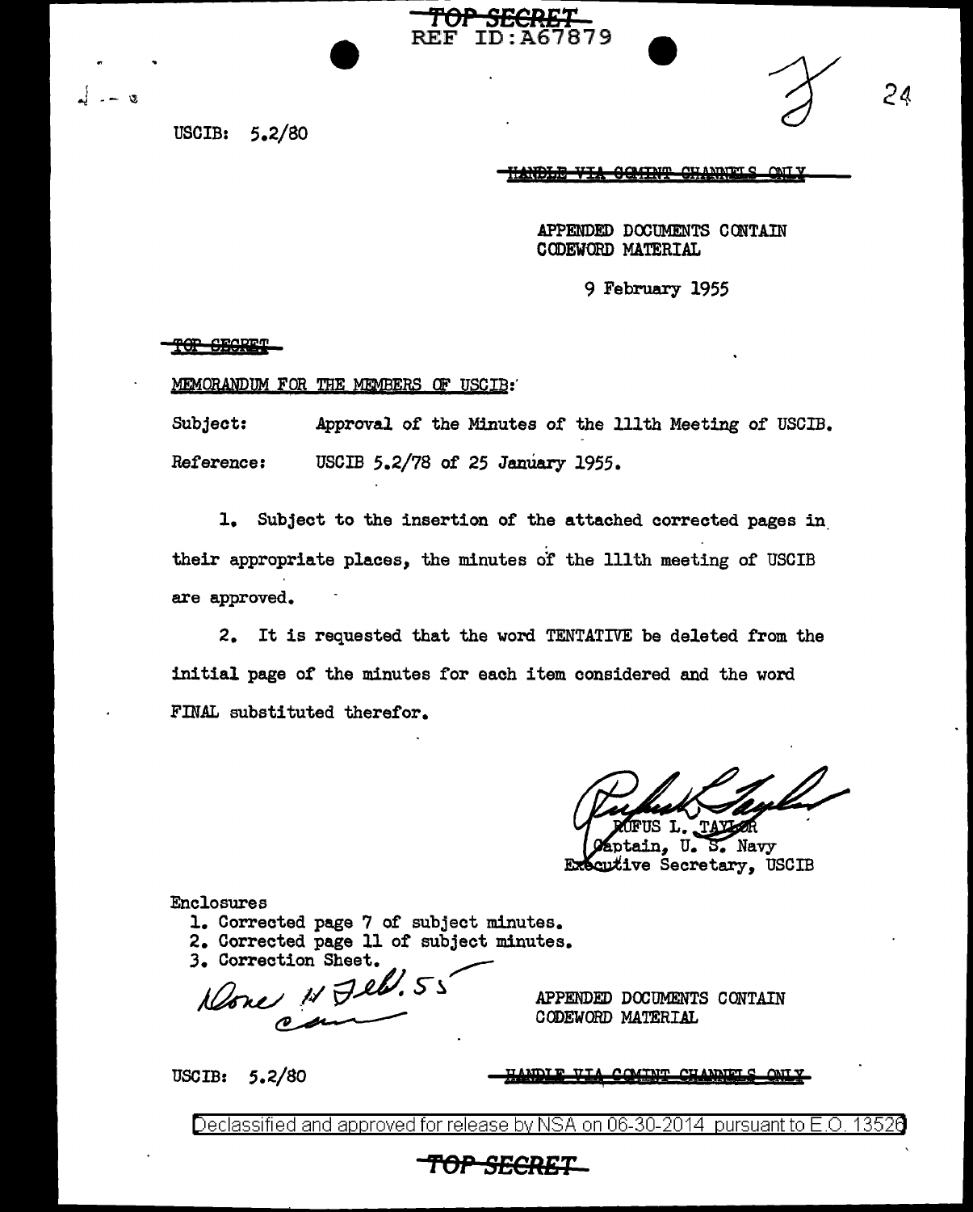TOP SECRET
REF ID:A67879

USCIB: 5.2/80

~~HANDLE VIA COMINT CHANNELS ONLY~~

APPENDED DOCUMENTS CONTAIN
CODEWORD MATERIAL

9 February 1955

~~TOP SECRET~~

MEMORANDUM FOR THE MEMBERS OF USCIB:

Subject: Approval of the Minutes of the 111th Meeting of USCIB.

Reference: USCIB 5.2/78 of 25 January 1955.

1. Subject to the insertion of the attached corrected pages in their appropriate places, the minutes of the 111th meeting of USCIB are approved.

2. It is requested that the word TENTATIVE be deleted from the initial page of the minutes for each item considered and the word FINAL substituted therefor.

RUFUS L. TAYLOR
Captain, U. S. Navy
Executive Secretary, USCIB

Enclosures
1. Corrected page 7 of subject minutes.
2. Corrected page 11 of subject minutes.
3. Correction Sheet.

Done 11 Feb. 55

APPENDED DOCUMENTS CONTAIN
CODEWORD MATERIAL

USCIB: 5.2/80

~~HANDLE VIA COMINT CHANNELS ONLY~~

Declassified and approved for release by NSA on 06-30-2014 pursuant to E.O. 13526

TOP SECRET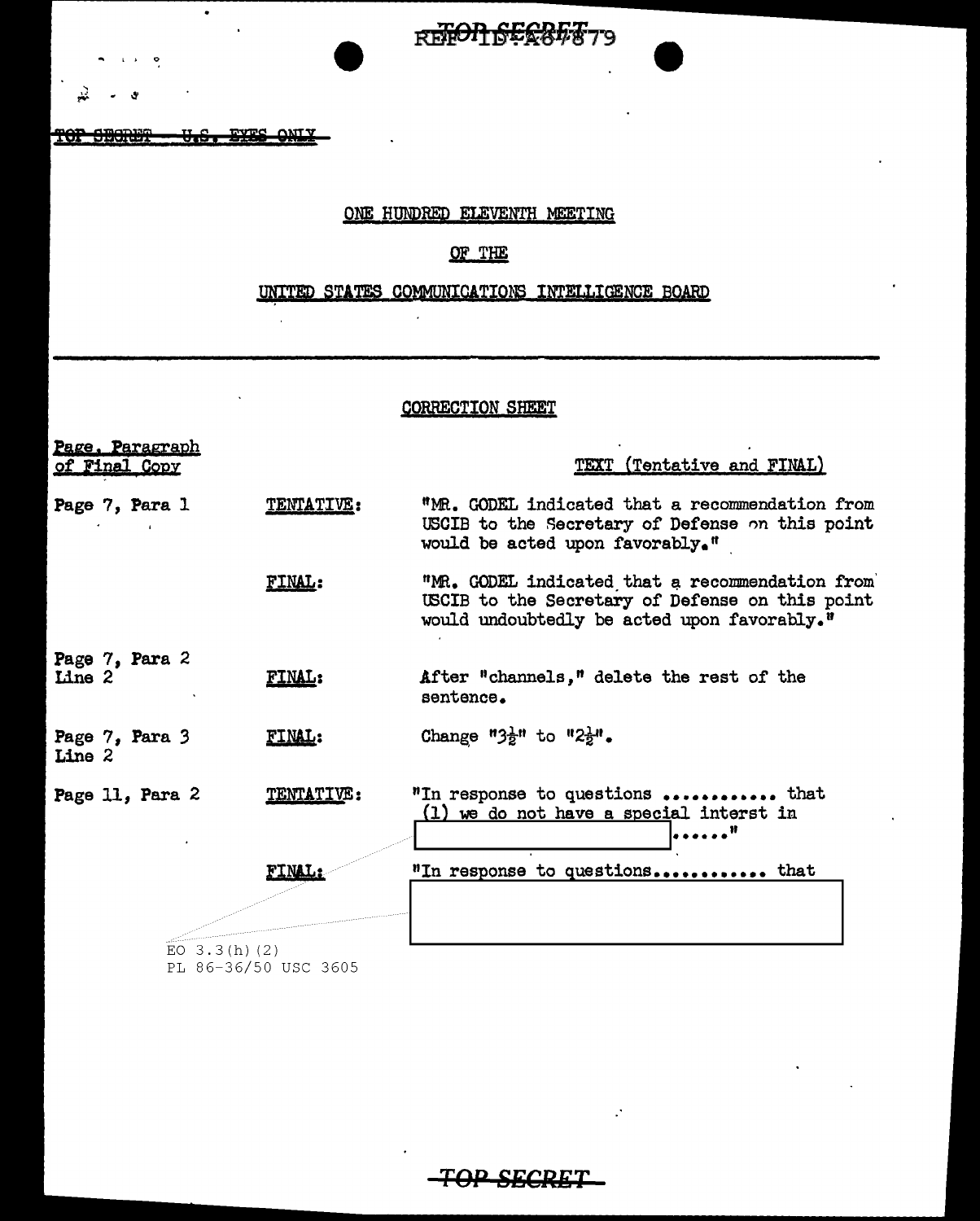REF ID:A67879

TOP SECRET - U.S. EYES ONLY

ONE HUNDRED ELEVENTH MEETING

OF THE

UNITED STATES COMMUNICATIONS INTELLIGENCE BOARD

CORRECTION SHEET

| Page, Paragraph of Final Copy | | TEXT (Tentative and FINAL) |
|---|---|---|
| Page 7, Para 1 | TENTATIVE: | "MR. GODEL indicated that a recommendation from USCIB to the Secretary of Defense on this point would be acted upon favorably." |
| | FINAL: | "MR. GODEL indicated that a recommendation from USCIB to the Secretary of Defense on this point would undoubtedly be acted upon favorably." |
| Page 7, Para 2 Line 2 | FINAL: | After "channels," delete the rest of the sentence. |
| Page 7, Para 3 Line 2 | FINAL: | Change "3½" to "2½". |
| Page 11, Para 2 | TENTATIVE: | "In response to questions ............ that (1) we do not have a special interst in [redacted] ......" |
| | FINAL: | "In response to questions............ that [redacted] |

EO 3.3(h)(2)
PL 86-36/50 USC 3605

TOP SECRET